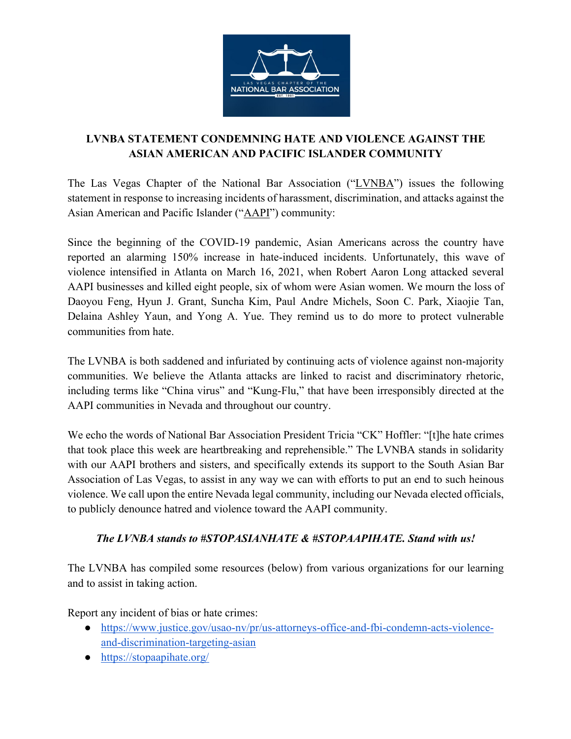**LVNBA STATEMENT CONDEMNING HATE AND VIOLENCE AGAINST THE ASIAN AMERICAN AND PACIFIC ISLANDER COMMUNITY**

The Las Vegas Chapter of the National Bar Association ("LVNBA") issues the following statement in response to increasing incidents of harassment, discrimination, and attacks against the Asian American and Pacific Islander ("AAPI") community:

Since the beginning of the COVID-19 pandemic, Asian Americans across the country have reported an alarming 150% increase in hate-induced incidents. Unfortunately, this wave of violence intensified in Atlanta on March 16, 2021, when Robert Aaron Long attacked several AAPI businesses and killed eight people, six of whom were Asian women. We mourn the loss of Daoyou Feng, Hyun J. Grant, Suncha Kim, Paul Andre Michels, Soon C. Park, Xiaojie Tan, Delaina Ashley Yaun, and Yong A. Yue. They remind us to do more to protect vulnerable communities from hate.

The LVNBA is both saddened and infuriated by continuing acts of violence against non-majority communities. We believe the Atlanta attacks are linked to racist and discriminatory rhetoric, including terms like "China virus" and "Kung-Flu," that have been irresponsibly directed at the AAPI communities in Nevada and throughout our country.

We echo the words of National Bar Association President Tricia "CK" Hoffler: "[t]he hate crimes that took place this week are heartbreaking and reprehensible." The LVNBA stands in solidarity with our AAPI brothers and sisters, and specifically extends its support to the South Asian Bar Association of Las Vegas, to assist in any way we can with efforts to put an end to such heinous violence. We call upon the entire Nevada legal community, including our Nevada elected officials, to publicly denounce hatred and violence toward the AAPI community.

***The LVNBA stands to #STOPASIANHATE & #STOPAAPIHATE. Stand with us!***

The LVNBA has compiled some resources (below) from various organizations for our learning and to assist in taking action.

Report any incident of bias or hate crimes:

- https://www.justice.gov/usao-nv/pr/us-attorneys-office-and-fbi-condemn-acts-violence-and-discrimination-targeting-asian
- https://stopaapihate.org/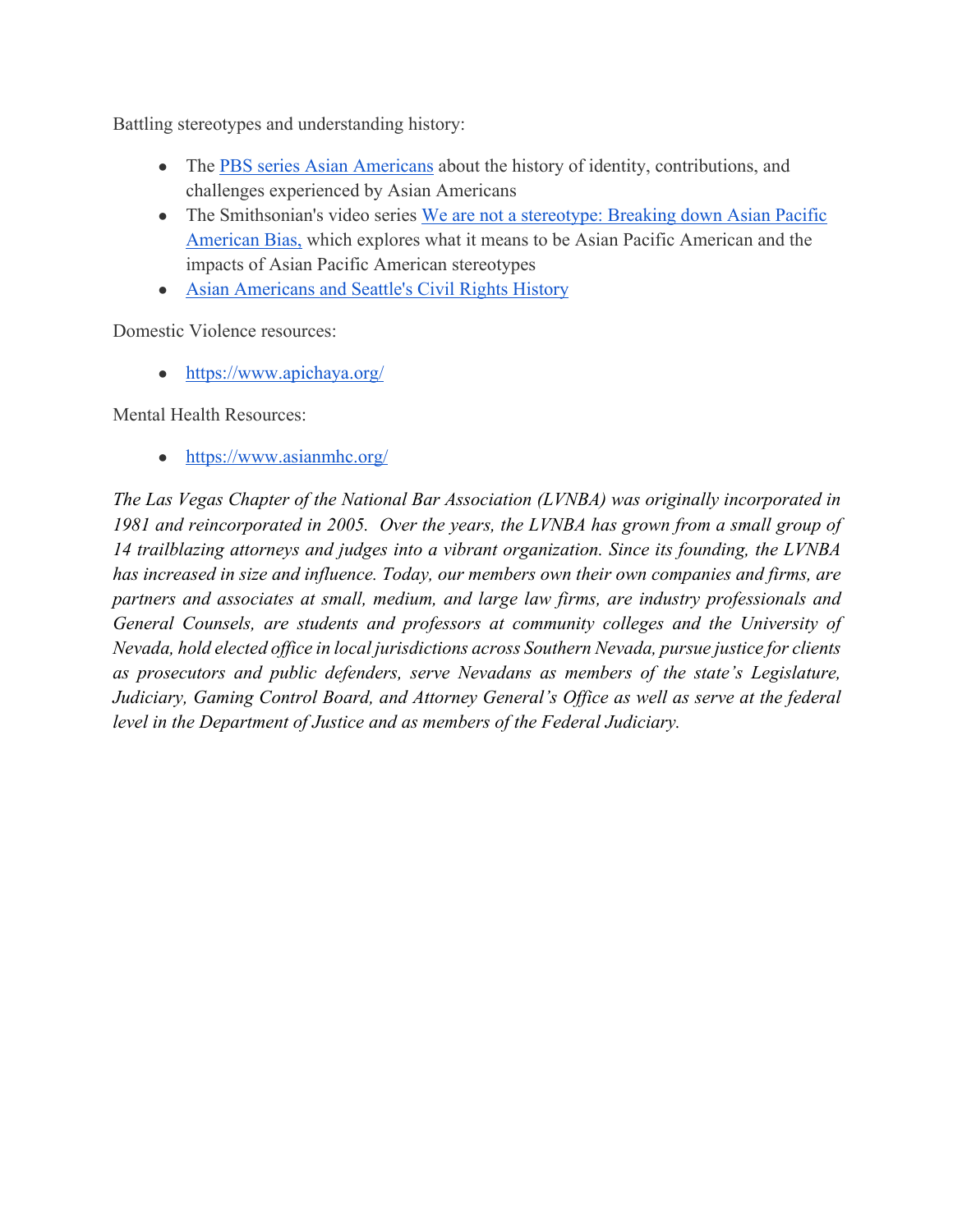Battling stereotypes and understanding history:

- The PBS series Asian Americans about the history of identity, contributions, and challenges experienced by Asian Americans
- The Smithsonian's video series We are not a stereotype: Breaking down Asian Pacific American Bias, which explores what it means to be Asian Pacific American and the impacts of Asian Pacific American stereotypes
- Asian Americans and Seattle's Civil Rights History

Domestic Violence resources:

- https://www.apichaya.org/

Mental Health Resources:

- https://www.asianmhc.org/

*The Las Vegas Chapter of the National Bar Association (LVNBA) was originally incorporated in 1981 and reincorporated in 2005. Over the years, the LVNBA has grown from a small group of 14 trailblazing attorneys and judges into a vibrant organization. Since its founding, the LVNBA has increased in size and influence. Today, our members own their own companies and firms, are partners and associates at small, medium, and large law firms, are industry professionals and General Counsels, are students and professors at community colleges and the University of Nevada, hold elected office in local jurisdictions across Southern Nevada, pursue justice for clients as prosecutors and public defenders, serve Nevadans as members of the state's Legislature, Judiciary, Gaming Control Board, and Attorney General's Office as well as serve at the federal level in the Department of Justice and as members of the Federal Judiciary.*